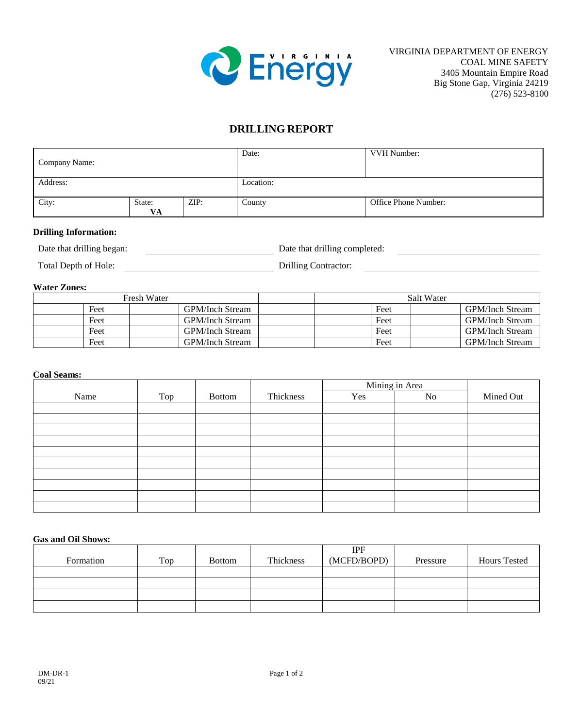VIRGINIA DEPARTMENT OF ENERGY
COAL MINE SAFETY
3405 Mountain Empire Road
Big Stone Gap, Virginia 24219
(276) 523-8100

# DRILLING REPORT

| Company Name: | | | Date: | VVH Number: |
|---|---|---|---|---|
| Address: | | | Location: | |
| City: | State: VA | ZIP: | County | Office Phone Number: |

**Drilling Information:**

Date that drilling began: ______________________ Date that drilling completed: ______________________

Total Depth of Hole: ______________________ Drilling Contractor: ______________________

**Water Zones:**

| Fresh Water | | | | | Salt Water | | | |
|---|---|---|---|---|---|---|---|---|
| | Feet | | GPM/Inch Stream | | | Feet | | GPM/Inch Stream |
| | Feet | | GPM/Inch Stream | | | Feet | | GPM/Inch Stream |
| | Feet | | GPM/Inch Stream | | | Feet | | GPM/Inch Stream |
| | Feet | | GPM/Inch Stream | | | Feet | | GPM/Inch Stream |

**Coal Seams:**

| Name | Top | Bottom | Thickness | Mining in Area | | Mined Out |
|---|---|---|---|---|---|---|
| | | | | Yes | No | |
| | | | | | | |
| | | | | | | |
| | | | | | | |
| | | | | | | |
| | | | | | | |
| | | | | | | |
| | | | | | | |
| | | | | | | |
| | | | | | | |
| | | | | | | |

**Gas and Oil Shows:**

| Formation | Top | Bottom | Thickness | IPF (MCFD/BOPD) | Pressure | Hours Tested |
|---|---|---|---|---|---|---|
| | | | | | | |
| | | | | | | |
| | | | | | | |
| | | | | | | |

DM-DR-1
09/21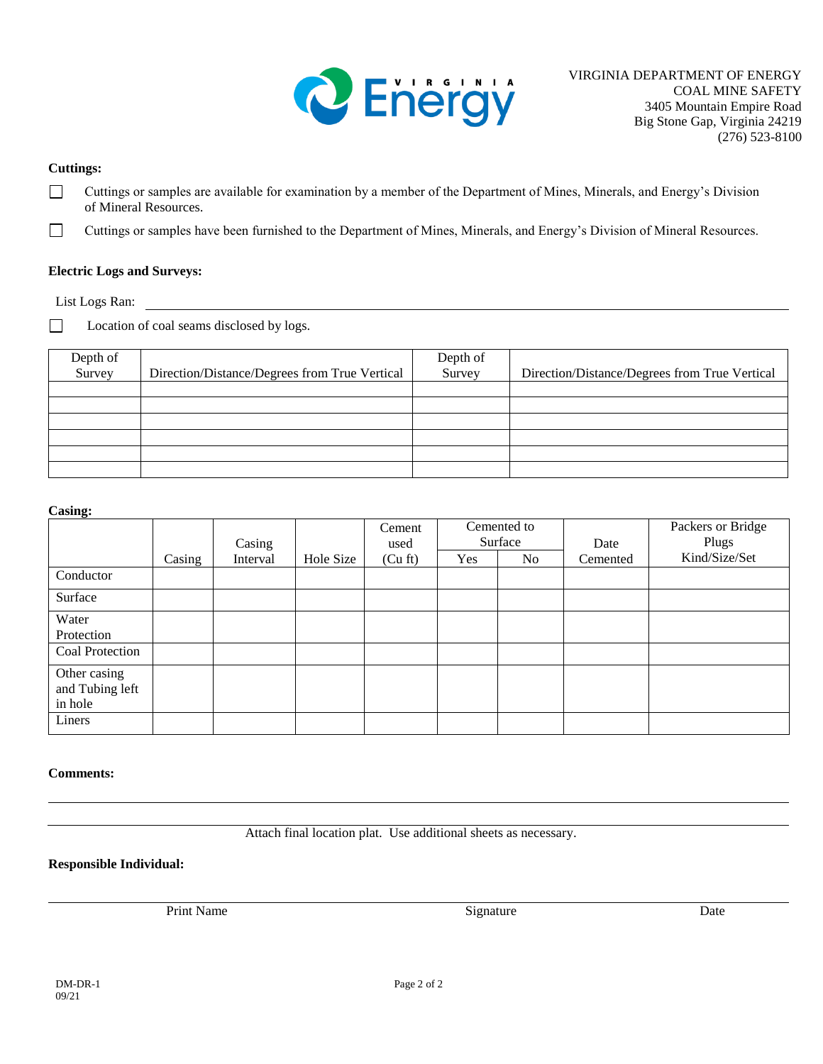VIRGINIA DEPARTMENT OF ENERGY
COAL MINE SAFETY
3405 Mountain Empire Road
Big Stone Gap, Virginia 24219
(276) 523-8100

**Cuttings:**

☐ Cuttings or samples are available for examination by a member of the Department of Mines, Minerals, and Energy's Division of Mineral Resources.

☐ Cuttings or samples have been furnished to the Department of Mines, Minerals, and Energy's Division of Mineral Resources.

**Electric Logs and Surveys:**

List Logs Ran: \_\_\_\_\_\_\_\_\_\_\_\_\_\_\_\_\_\_\_\_\_\_\_\_\_\_\_\_\_\_\_\_\_\_\_\_\_\_\_\_

☐ Location of coal seams disclosed by logs.

| Depth of Survey | Direction/Distance/Degrees from True Vertical | Depth of Survey | Direction/Distance/Degrees from True Vertical |
|---|---|---|---|
| | | | |
| | | | |
| | | | |
| | | | |
| | | | |
| | | | |

**Casing:**

| | Casing | Casing Interval | Hole Size | Cement used (Cu ft) | Cemented to Surface | | Date Cemented | Packers or Bridge Plugs Kind/Size/Set |
|---|---|---|---|---|---|---|---|---|
| | | | | | Yes | No | | |
| Conductor | | | | | | | | |
| Surface | | | | | | | | |
| Water Protection | | | | | | | | |
| Coal Protection | | | | | | | | |
| Other casing and Tubing left in hole | | | | | | | | |
| Liners | | | | | | | | |

**Comments:**

\_\_\_\_\_\_\_\_\_\_\_\_\_\_\_\_\_\_\_\_\_\_\_\_\_\_\_\_\_\_\_\_\_\_\_\_\_\_\_\_

\_\_\_\_\_\_\_\_\_\_\_\_\_\_\_\_\_\_\_\_\_\_\_\_\_\_\_\_\_\_\_\_\_\_\_\_\_\_\_\_

Attach final location plat. Use additional sheets as necessary.

**Responsible Individual:**

\_\_\_\_\_\_\_\_\_\_\_\_\_\_\_\_\_\_\_\_\_\_\_\_\_\_\_\_\_\_\_\_\_\_\_\_\_\_\_\_

Print Name  Signature  Date

DM-DR-1
09/21